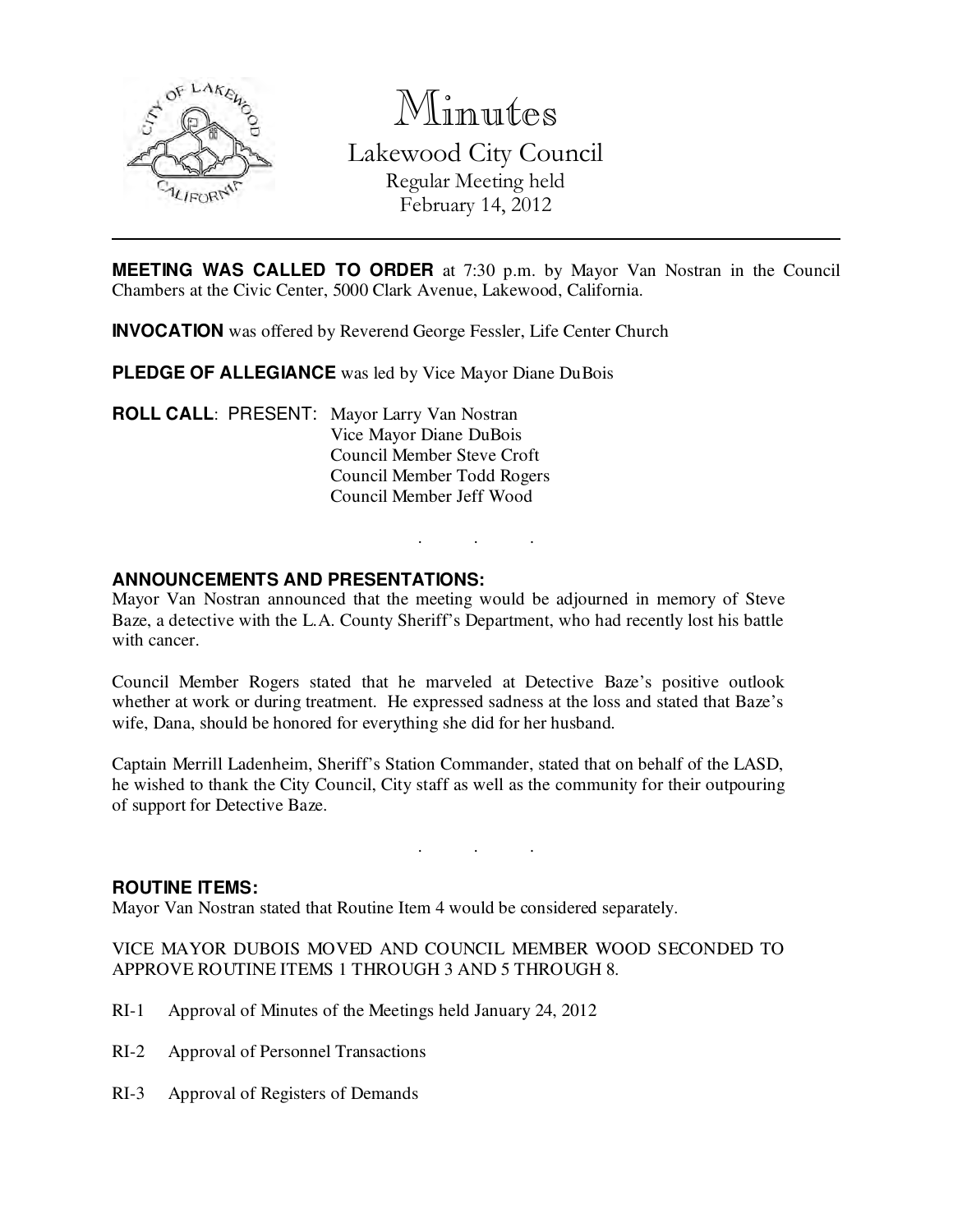# Minutes

## Lakewood City Council

Regular Meeting held
February 14, 2012

---

**MEETING WAS CALLED TO ORDER** at 7:30 p.m. by Mayor Van Nostran in the Council Chambers at the Civic Center, 5000 Clark Avenue, Lakewood, California.

**INVOCATION** was offered by Reverend George Fessler, Life Center Church

**PLEDGE OF ALLEGIANCE** was led by Vice Mayor Diane DuBois

**ROLL CALL**: PRESENT:
- Mayor Larry Van Nostran
- Vice Mayor Diane DuBois
- Council Member Steve Croft
- Council Member Todd Rogers
- Council Member Jeff Wood

. . .

**ANNOUNCEMENTS AND PRESENTATIONS:**
Mayor Van Nostran announced that the meeting would be adjourned in memory of Steve Baze, a detective with the L.A. County Sheriff's Department, who had recently lost his battle with cancer.

Council Member Rogers stated that he marveled at Detective Baze's positive outlook whether at work or during treatment. He expressed sadness at the loss and stated that Baze's wife, Dana, should be honored for everything she did for her husband.

Captain Merrill Ladenheim, Sheriff's Station Commander, stated that on behalf of the LASD, he wished to thank the City Council, City staff as well as the community for their outpouring of support for Detective Baze.

. . .

**ROUTINE ITEMS:**
Mayor Van Nostran stated that Routine Item 4 would be considered separately.

VICE MAYOR DUBOIS MOVED AND COUNCIL MEMBER WOOD SECONDED TO APPROVE ROUTINE ITEMS 1 THROUGH 3 AND 5 THROUGH 8.

RI-1 Approval of Minutes of the Meetings held January 24, 2012

RI-2 Approval of Personnel Transactions

RI-3 Approval of Registers of Demands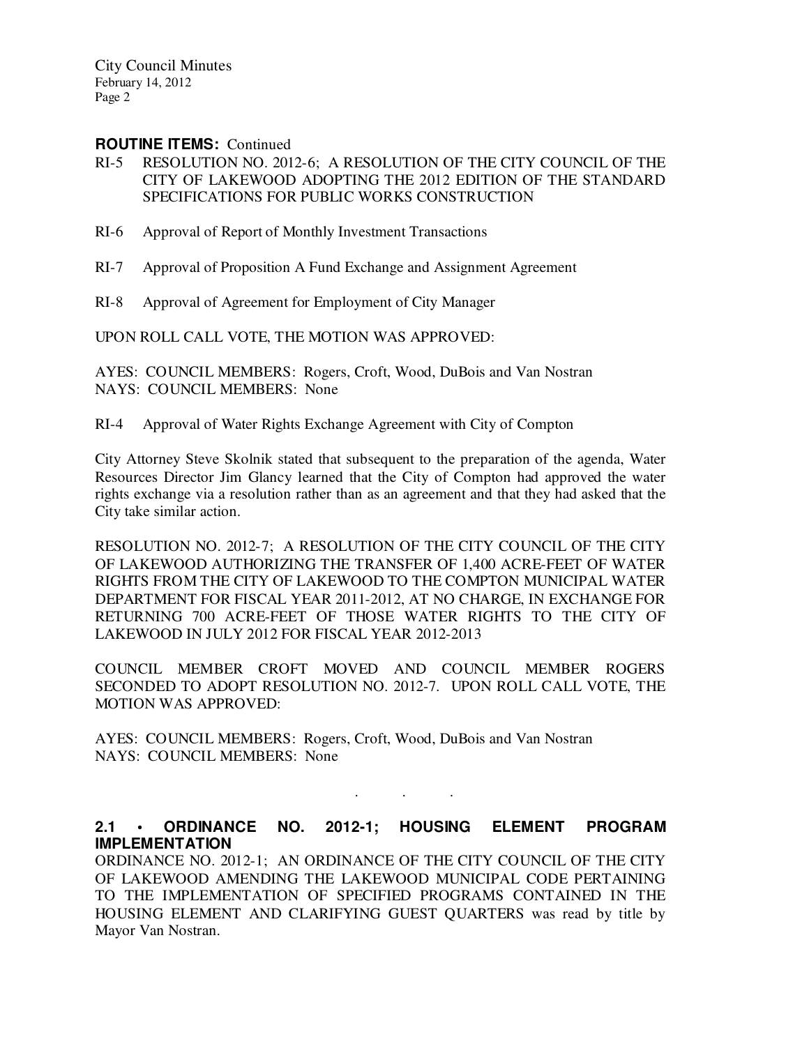**ROUTINE ITEMS:** Continued

RI-5 RESOLUTION NO. 2012-6; A RESOLUTION OF THE CITY COUNCIL OF THE CITY OF LAKEWOOD ADOPTING THE 2012 EDITION OF THE STANDARD SPECIFICATIONS FOR PUBLIC WORKS CONSTRUCTION

RI-6 Approval of Report of Monthly Investment Transactions

RI-7 Approval of Proposition A Fund Exchange and Assignment Agreement

RI-8 Approval of Agreement for Employment of City Manager

UPON ROLL CALL VOTE, THE MOTION WAS APPROVED:

AYES: COUNCIL MEMBERS: Rogers, Croft, Wood, DuBois and Van Nostran
NAYS: COUNCIL MEMBERS: None

RI-4 Approval of Water Rights Exchange Agreement with City of Compton

City Attorney Steve Skolnik stated that subsequent to the preparation of the agenda, Water Resources Director Jim Glancy learned that the City of Compton had approved the water rights exchange via a resolution rather than as an agreement and that they had asked that the City take similar action.

RESOLUTION NO. 2012-7; A RESOLUTION OF THE CITY COUNCIL OF THE CITY OF LAKEWOOD AUTHORIZING THE TRANSFER OF 1,400 ACRE-FEET OF WATER RIGHTS FROM THE CITY OF LAKEWOOD TO THE COMPTON MUNICIPAL WATER DEPARTMENT FOR FISCAL YEAR 2011-2012, AT NO CHARGE, IN EXCHANGE FOR RETURNING 700 ACRE-FEET OF THOSE WATER RIGHTS TO THE CITY OF LAKEWOOD IN JULY 2012 FOR FISCAL YEAR 2012-2013

COUNCIL MEMBER CROFT MOVED AND COUNCIL MEMBER ROGERS SECONDED TO ADOPT RESOLUTION NO. 2012-7. UPON ROLL CALL VOTE, THE MOTION WAS APPROVED:

AYES: COUNCIL MEMBERS: Rogers, Croft, Wood, DuBois and Van Nostran
NAYS: COUNCIL MEMBERS: None

. . .

**2.1 • ORDINANCE NO. 2012-1; HOUSING ELEMENT PROGRAM IMPLEMENTATION**

ORDINANCE NO. 2012-1; AN ORDINANCE OF THE CITY COUNCIL OF THE CITY OF LAKEWOOD AMENDING THE LAKEWOOD MUNICIPAL CODE PERTAINING TO THE IMPLEMENTATION OF SPECIFIED PROGRAMS CONTAINED IN THE HOUSING ELEMENT AND CLARIFYING GUEST QUARTERS was read by title by Mayor Van Nostran.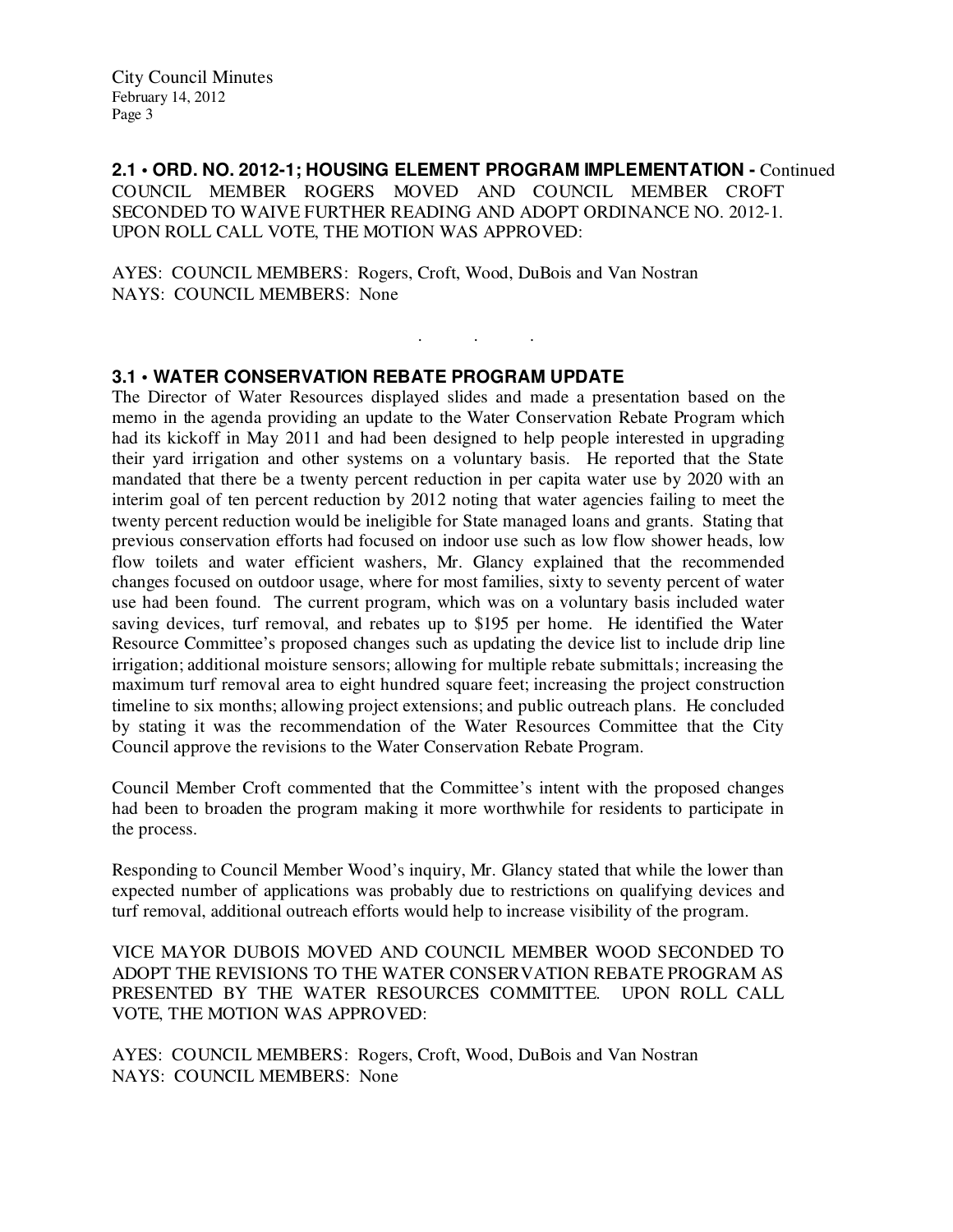**2.1 • ORD. NO. 2012-1; HOUSING ELEMENT PROGRAM IMPLEMENTATION -** Continued

COUNCIL MEMBER ROGERS MOVED AND COUNCIL MEMBER CROFT SECONDED TO WAIVE FURTHER READING AND ADOPT ORDINANCE NO. 2012-1. UPON ROLL CALL VOTE, THE MOTION WAS APPROVED:

AYES: COUNCIL MEMBERS: Rogers, Croft, Wood, DuBois and Van Nostran
NAYS: COUNCIL MEMBERS: None

. . .

**3.1 • WATER CONSERVATION REBATE PROGRAM UPDATE**

The Director of Water Resources displayed slides and made a presentation based on the memo in the agenda providing an update to the Water Conservation Rebate Program which had its kickoff in May 2011 and had been designed to help people interested in upgrading their yard irrigation and other systems on a voluntary basis. He reported that the State mandated that there be a twenty percent reduction in per capita water use by 2020 with an interim goal of ten percent reduction by 2012 noting that water agencies failing to meet the twenty percent reduction would be ineligible for State managed loans and grants. Stating that previous conservation efforts had focused on indoor use such as low flow shower heads, low flow toilets and water efficient washers, Mr. Glancy explained that the recommended changes focused on outdoor usage, where for most families, sixty to seventy percent of water use had been found. The current program, which was on a voluntary basis included water saving devices, turf removal, and rebates up to $195 per home. He identified the Water Resource Committee's proposed changes such as updating the device list to include drip line irrigation; additional moisture sensors; allowing for multiple rebate submittals; increasing the maximum turf removal area to eight hundred square feet; increasing the project construction timeline to six months; allowing project extensions; and public outreach plans. He concluded by stating it was the recommendation of the Water Resources Committee that the City Council approve the revisions to the Water Conservation Rebate Program.

Council Member Croft commented that the Committee's intent with the proposed changes had been to broaden the program making it more worthwhile for residents to participate in the process.

Responding to Council Member Wood's inquiry, Mr. Glancy stated that while the lower than expected number of applications was probably due to restrictions on qualifying devices and turf removal, additional outreach efforts would help to increase visibility of the program.

VICE MAYOR DUBOIS MOVED AND COUNCIL MEMBER WOOD SECONDED TO ADOPT THE REVISIONS TO THE WATER CONSERVATION REBATE PROGRAM AS PRESENTED BY THE WATER RESOURCES COMMITTEE. UPON ROLL CALL VOTE, THE MOTION WAS APPROVED:

AYES: COUNCIL MEMBERS: Rogers, Croft, Wood, DuBois and Van Nostran
NAYS: COUNCIL MEMBERS: None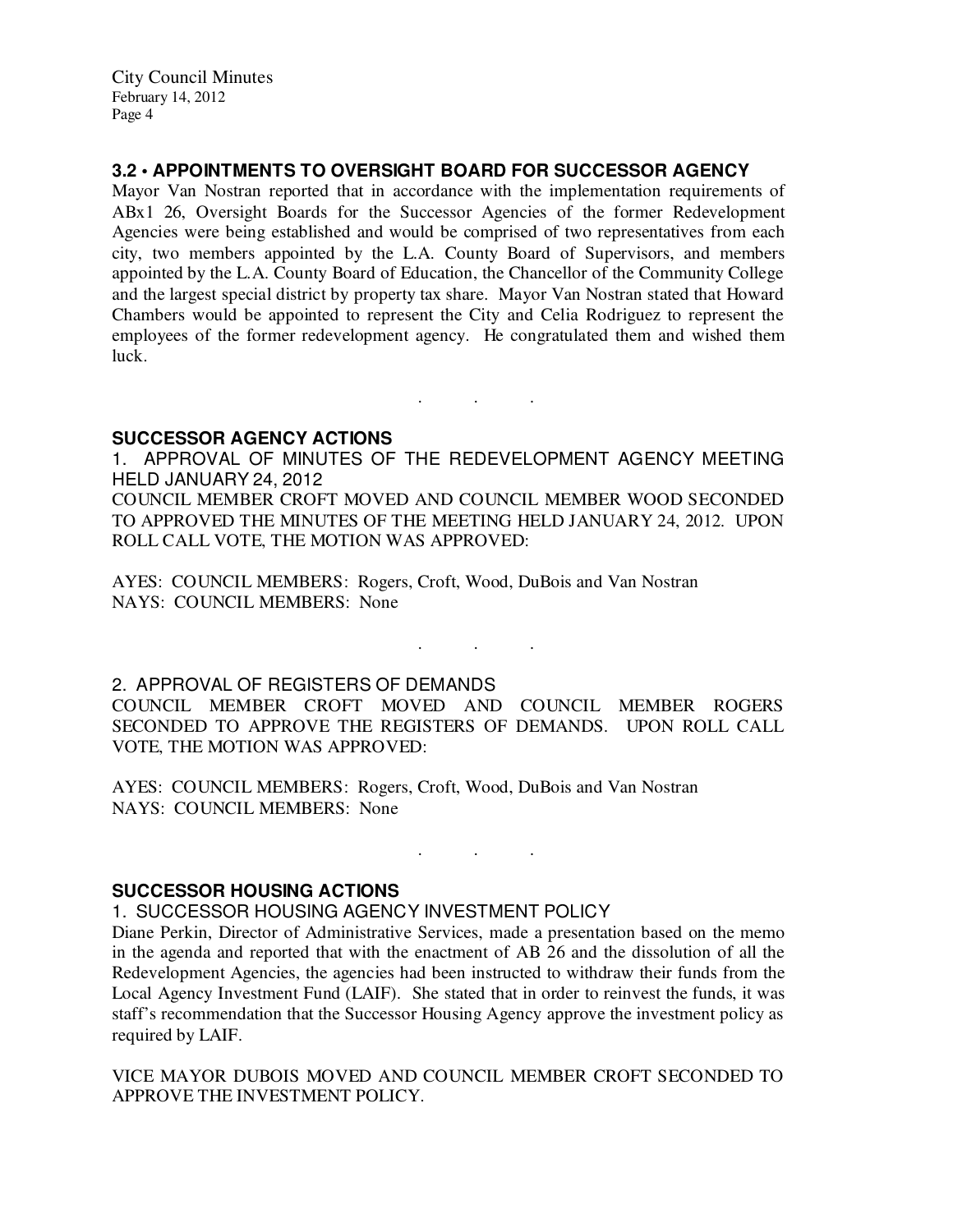### 3.2 • APPOINTMENTS TO OVERSIGHT BOARD FOR SUCCESSOR AGENCY

Mayor Van Nostran reported that in accordance with the implementation requirements of ABx1 26, Oversight Boards for the Successor Agencies of the former Redevelopment Agencies were being established and would be comprised of two representatives from each city, two members appointed by the L.A. County Board of Supervisors, and members appointed by the L.A. County Board of Education, the Chancellor of the Community College and the largest special district by property tax share. Mayor Van Nostran stated that Howard Chambers would be appointed to represent the City and Celia Rodriguez to represent the employees of the former redevelopment agency. He congratulated them and wished them luck.

. . .

### SUCCESSOR AGENCY ACTIONS

1. APPROVAL OF MINUTES OF THE REDEVELOPMENT AGENCY MEETING HELD JANUARY 24, 2012

COUNCIL MEMBER CROFT MOVED AND COUNCIL MEMBER WOOD SECONDED TO APPROVED THE MINUTES OF THE MEETING HELD JANUARY 24, 2012. UPON ROLL CALL VOTE, THE MOTION WAS APPROVED:

AYES: COUNCIL MEMBERS: Rogers, Croft, Wood, DuBois and Van Nostran
NAYS: COUNCIL MEMBERS: None

. . .

2. APPROVAL OF REGISTERS OF DEMANDS

COUNCIL MEMBER CROFT MOVED AND COUNCIL MEMBER ROGERS SECONDED TO APPROVE THE REGISTERS OF DEMANDS. UPON ROLL CALL VOTE, THE MOTION WAS APPROVED:

AYES: COUNCIL MEMBERS: Rogers, Croft, Wood, DuBois and Van Nostran
NAYS: COUNCIL MEMBERS: None

. . .

### SUCCESSOR HOUSING ACTIONS

1. SUCCESSOR HOUSING AGENCY INVESTMENT POLICY

Diane Perkin, Director of Administrative Services, made a presentation based on the memo in the agenda and reported that with the enactment of AB 26 and the dissolution of all the Redevelopment Agencies, the agencies had been instructed to withdraw their funds from the Local Agency Investment Fund (LAIF). She stated that in order to reinvest the funds, it was staff's recommendation that the Successor Housing Agency approve the investment policy as required by LAIF.

VICE MAYOR DUBOIS MOVED AND COUNCIL MEMBER CROFT SECONDED TO APPROVE THE INVESTMENT POLICY.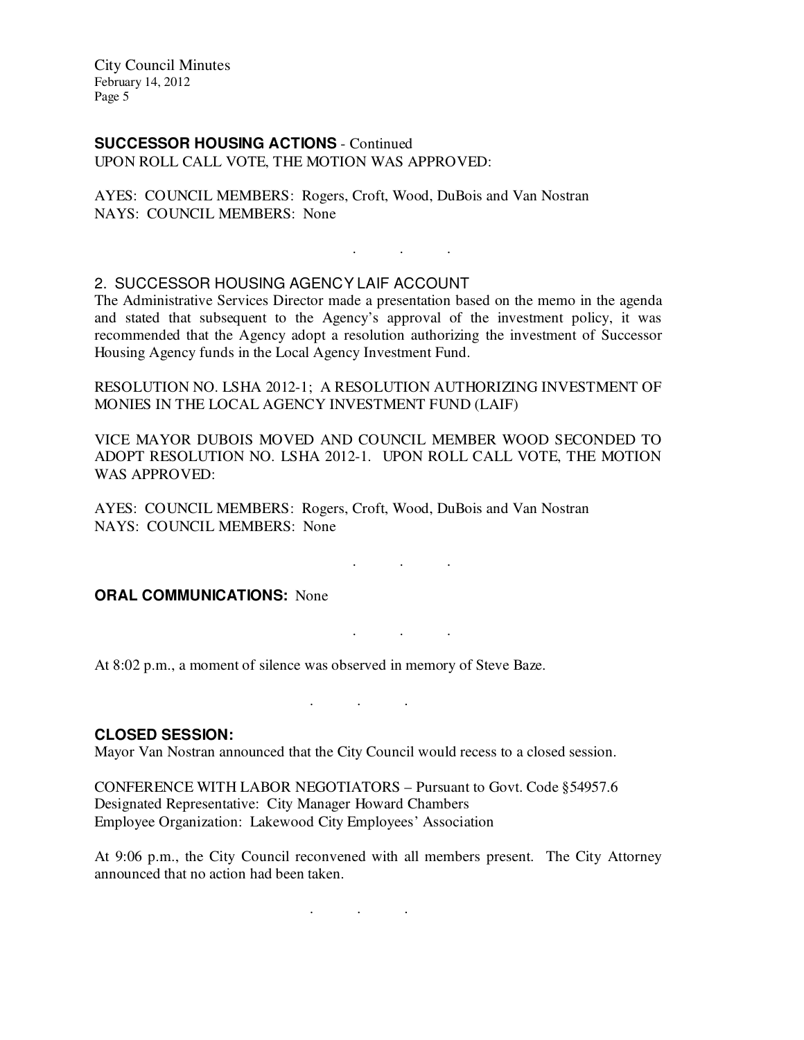**SUCCESSOR HOUSING ACTIONS** - Continued
UPON ROLL CALL VOTE, THE MOTION WAS APPROVED:

AYES: COUNCIL MEMBERS: Rogers, Croft, Wood, DuBois and Van Nostran
NAYS: COUNCIL MEMBERS: None

. . .

2. SUCCESSOR HOUSING AGENCY LAIF ACCOUNT
The Administrative Services Director made a presentation based on the memo in the agenda and stated that subsequent to the Agency's approval of the investment policy, it was recommended that the Agency adopt a resolution authorizing the investment of Successor Housing Agency funds in the Local Agency Investment Fund.

RESOLUTION NO. LSHA 2012-1; A RESOLUTION AUTHORIZING INVESTMENT OF MONIES IN THE LOCAL AGENCY INVESTMENT FUND (LAIF)

VICE MAYOR DUBOIS MOVED AND COUNCIL MEMBER WOOD SECONDED TO ADOPT RESOLUTION NO. LSHA 2012-1. UPON ROLL CALL VOTE, THE MOTION WAS APPROVED:

AYES: COUNCIL MEMBERS: Rogers, Croft, Wood, DuBois and Van Nostran
NAYS: COUNCIL MEMBERS: None

. . .

**ORAL COMMUNICATIONS:** None

. . .

At 8:02 p.m., a moment of silence was observed in memory of Steve Baze.

. . .

**CLOSED SESSION:**
Mayor Van Nostran announced that the City Council would recess to a closed session.

CONFERENCE WITH LABOR NEGOTIATORS – Pursuant to Govt. Code §54957.6
Designated Representative: City Manager Howard Chambers
Employee Organization: Lakewood City Employees' Association

At 9:06 p.m., the City Council reconvened with all members present. The City Attorney announced that no action had been taken.

. . .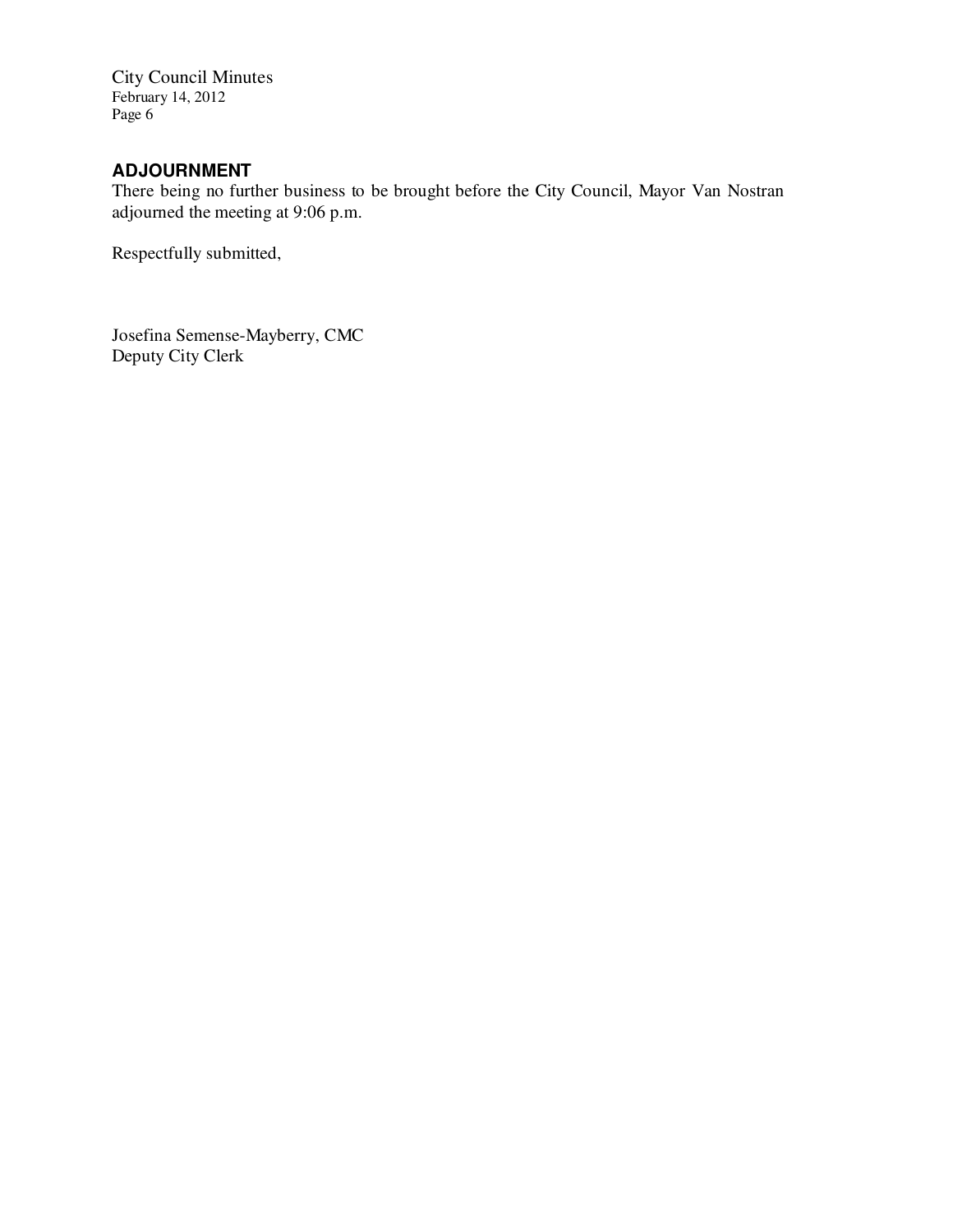## ADJOURNMENT

There being no further business to be brought before the City Council, Mayor Van Nostran adjourned the meeting at 9:06 p.m.

Respectfully submitted,

Josefina Semense-Mayberry, CMC
Deputy City Clerk